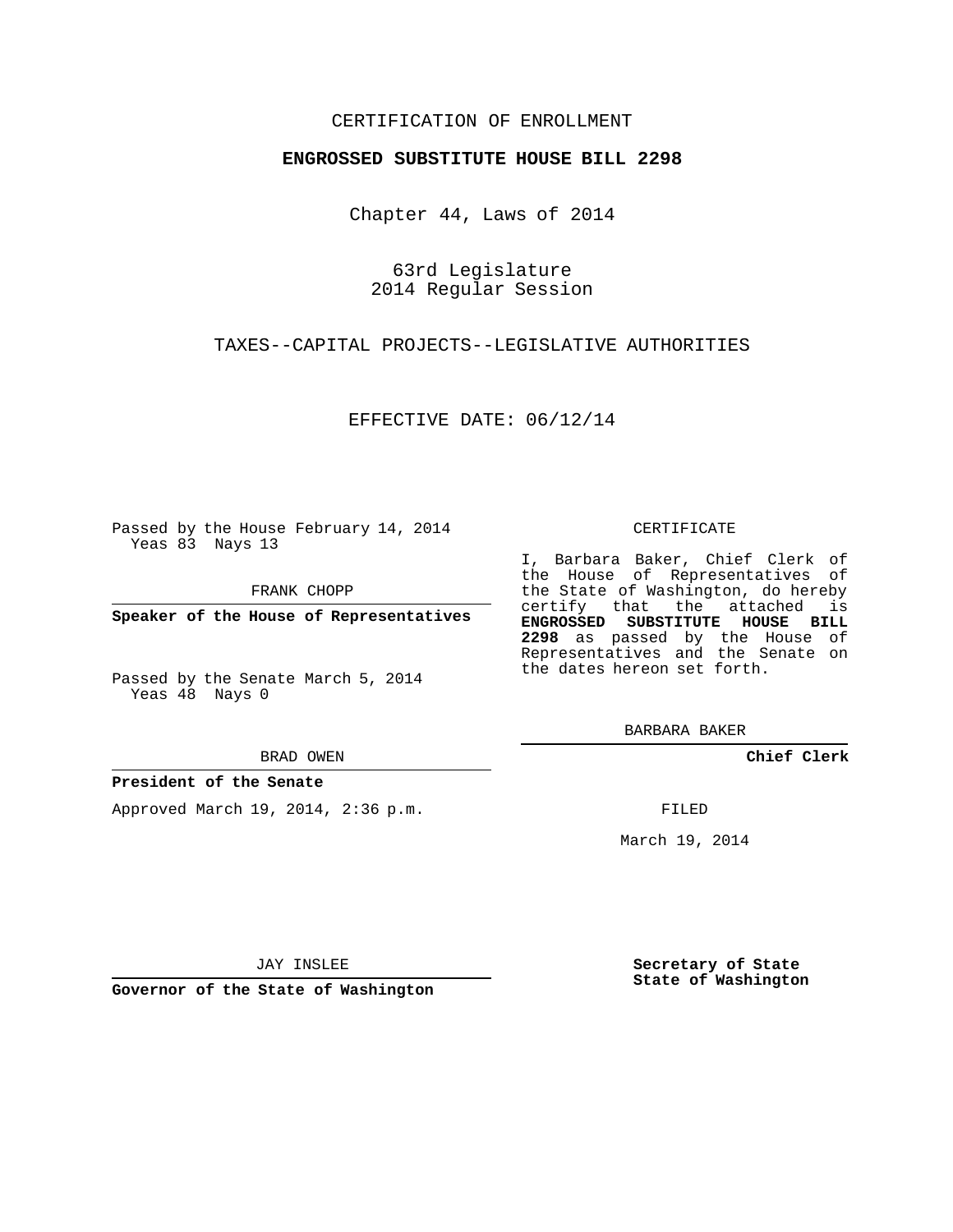CERTIFICATION OF ENROLLMENT

**ENGROSSED SUBSTITUTE HOUSE BILL 2298**

Chapter 44, Laws of 2014

63rd Legislature
2014 Regular Session

TAXES--CAPITAL PROJECTS--LEGISLATIVE AUTHORITIES

EFFECTIVE DATE: 06/12/14

Passed by the House February 14, 2014
Yeas 83 Nays 13

FRANK CHOPP

**Speaker of the House of Representatives**

Passed by the Senate March 5, 2014
Yeas 48 Nays 0

BRAD OWEN

**President of the Senate**

Approved March 19, 2014, 2:36 p.m.

JAY INSLEE

**Governor of the State of Washington**

CERTIFICATE

I, Barbara Baker, Chief Clerk of the House of Representatives of the State of Washington, do hereby certify that the attached is **ENGROSSED SUBSTITUTE HOUSE BILL 2298** as passed by the House of Representatives and the Senate on the dates hereon set forth.

BARBARA BAKER

**Chief Clerk**

FILED

March 19, 2014

**Secretary of State**
**State of Washington**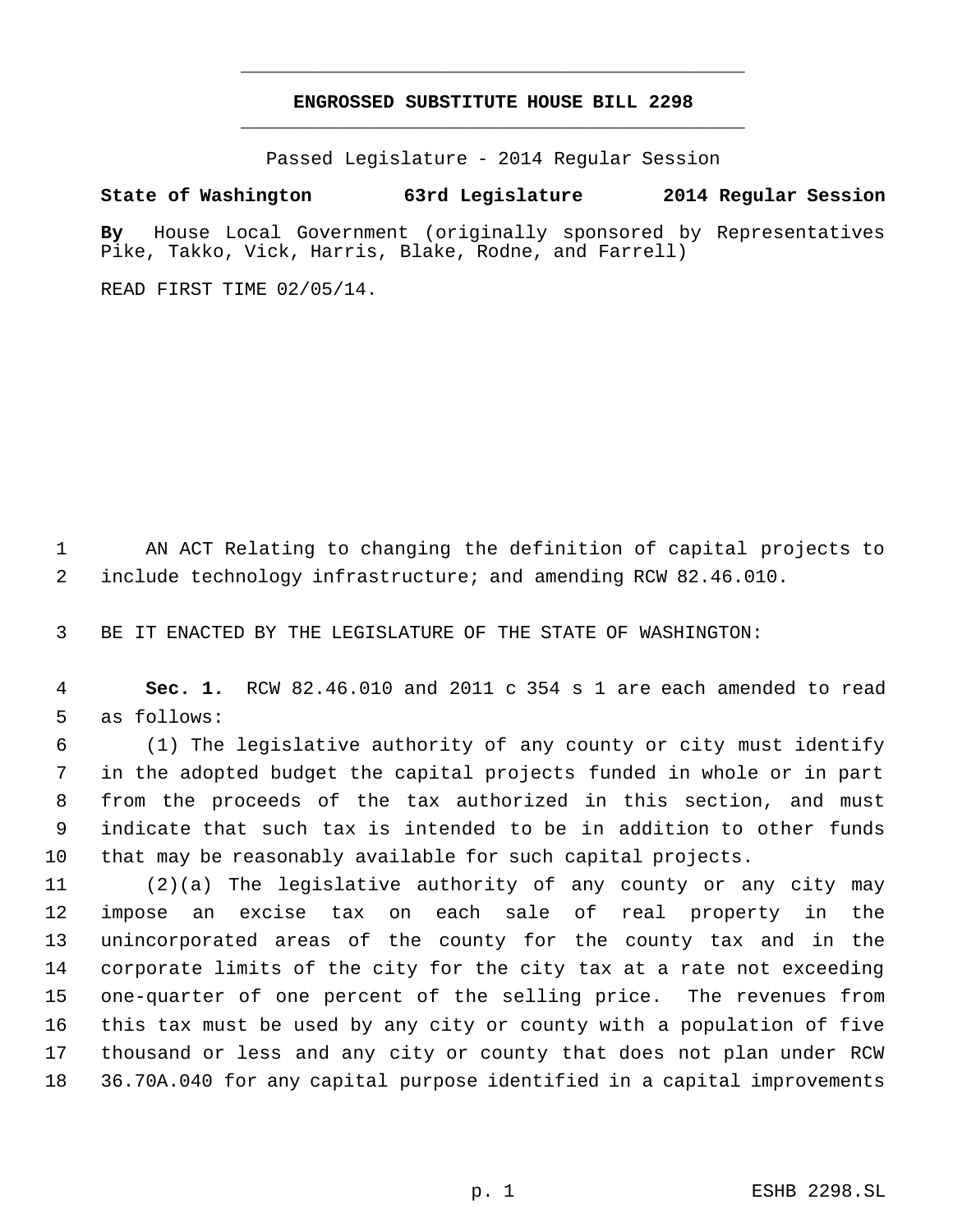**ENGROSSED SUBSTITUTE HOUSE BILL 2298**

Passed Legislature - 2014 Regular Session

**State of Washington 63rd Legislature 2014 Regular Session**

**By** House Local Government (originally sponsored by Representatives Pike, Takko, Vick, Harris, Blake, Rodne, and Farrell)

READ FIRST TIME 02/05/14.

AN ACT Relating to changing the definition of capital projects to include technology infrastructure; and amending RCW 82.46.010.

BE IT ENACTED BY THE LEGISLATURE OF THE STATE OF WASHINGTON:

**Sec. 1.** RCW 82.46.010 and 2011 c 354 s 1 are each amended to read as follows:

(1) The legislative authority of any county or city must identify in the adopted budget the capital projects funded in whole or in part from the proceeds of the tax authorized in this section, and must indicate that such tax is intended to be in addition to other funds that may be reasonably available for such capital projects.

(2)(a) The legislative authority of any county or any city may impose an excise tax on each sale of real property in the unincorporated areas of the county for the county tax and in the corporate limits of the city for the city tax at a rate not exceeding one-quarter of one percent of the selling price. The revenues from this tax must be used by any city or county with a population of five thousand or less and any city or county that does not plan under RCW 36.70A.040 for any capital purpose identified in a capital improvements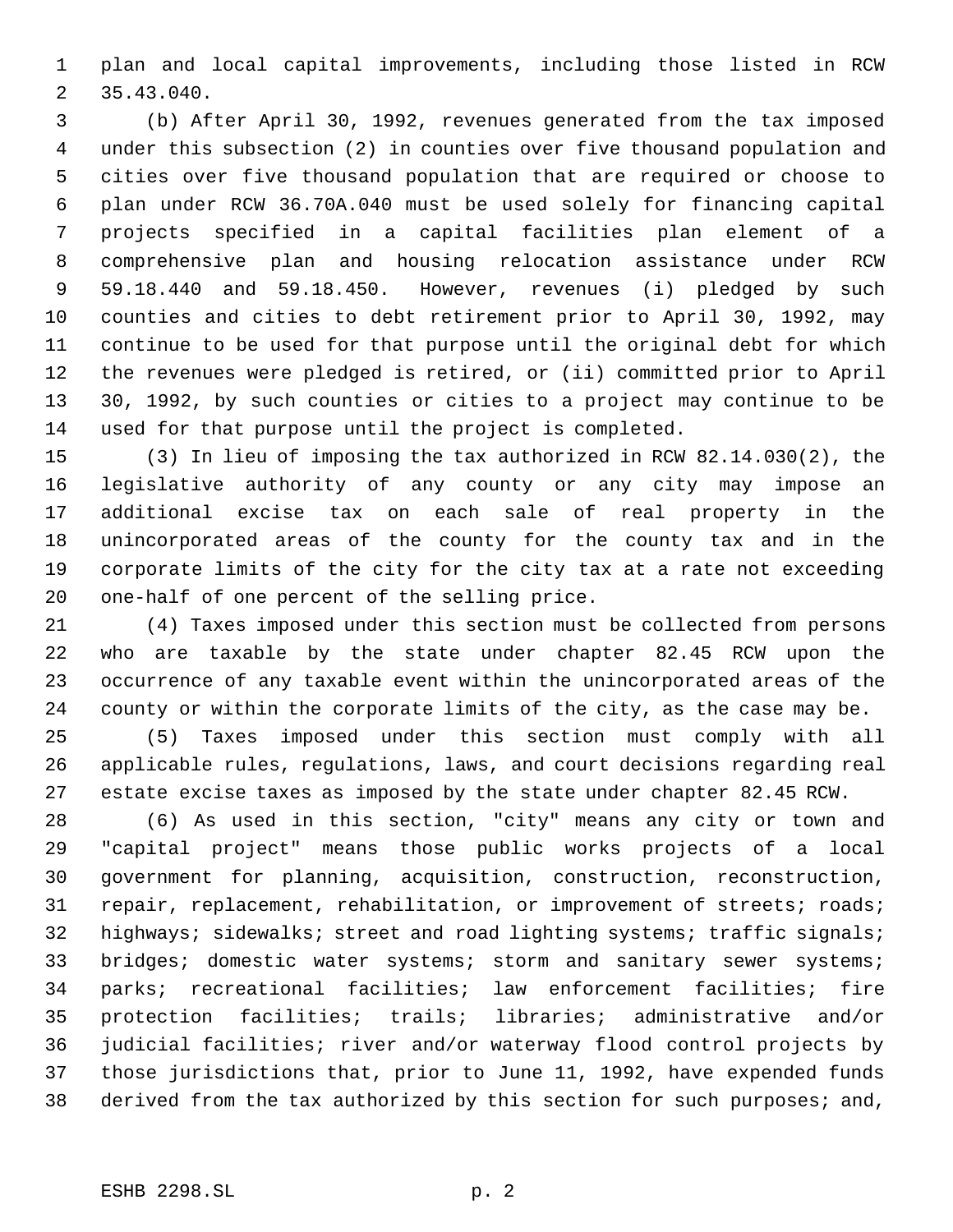plan and local capital improvements, including those listed in RCW 35.43.040.

(b) After April 30, 1992, revenues generated from the tax imposed under this subsection (2) in counties over five thousand population and cities over five thousand population that are required or choose to plan under RCW 36.70A.040 must be used solely for financing capital projects specified in a capital facilities plan element of a comprehensive plan and housing relocation assistance under RCW 59.18.440 and 59.18.450. However, revenues (i) pledged by such counties and cities to debt retirement prior to April 30, 1992, may continue to be used for that purpose until the original debt for which the revenues were pledged is retired, or (ii) committed prior to April 30, 1992, by such counties or cities to a project may continue to be used for that purpose until the project is completed.

(3) In lieu of imposing the tax authorized in RCW 82.14.030(2), the legislative authority of any county or any city may impose an additional excise tax on each sale of real property in the unincorporated areas of the county for the county tax and in the corporate limits of the city for the city tax at a rate not exceeding one-half of one percent of the selling price.

(4) Taxes imposed under this section must be collected from persons who are taxable by the state under chapter 82.45 RCW upon the occurrence of any taxable event within the unincorporated areas of the county or within the corporate limits of the city, as the case may be.

(5) Taxes imposed under this section must comply with all applicable rules, regulations, laws, and court decisions regarding real estate excise taxes as imposed by the state under chapter 82.45 RCW.

(6) As used in this section, "city" means any city or town and "capital project" means those public works projects of a local government for planning, acquisition, construction, reconstruction, repair, replacement, rehabilitation, or improvement of streets; roads; highways; sidewalks; street and road lighting systems; traffic signals; bridges; domestic water systems; storm and sanitary sewer systems; parks; recreational facilities; law enforcement facilities; fire protection facilities; trails; libraries; administrative and/or judicial facilities; river and/or waterway flood control projects by those jurisdictions that, prior to June 11, 1992, have expended funds derived from the tax authorized by this section for such purposes; and,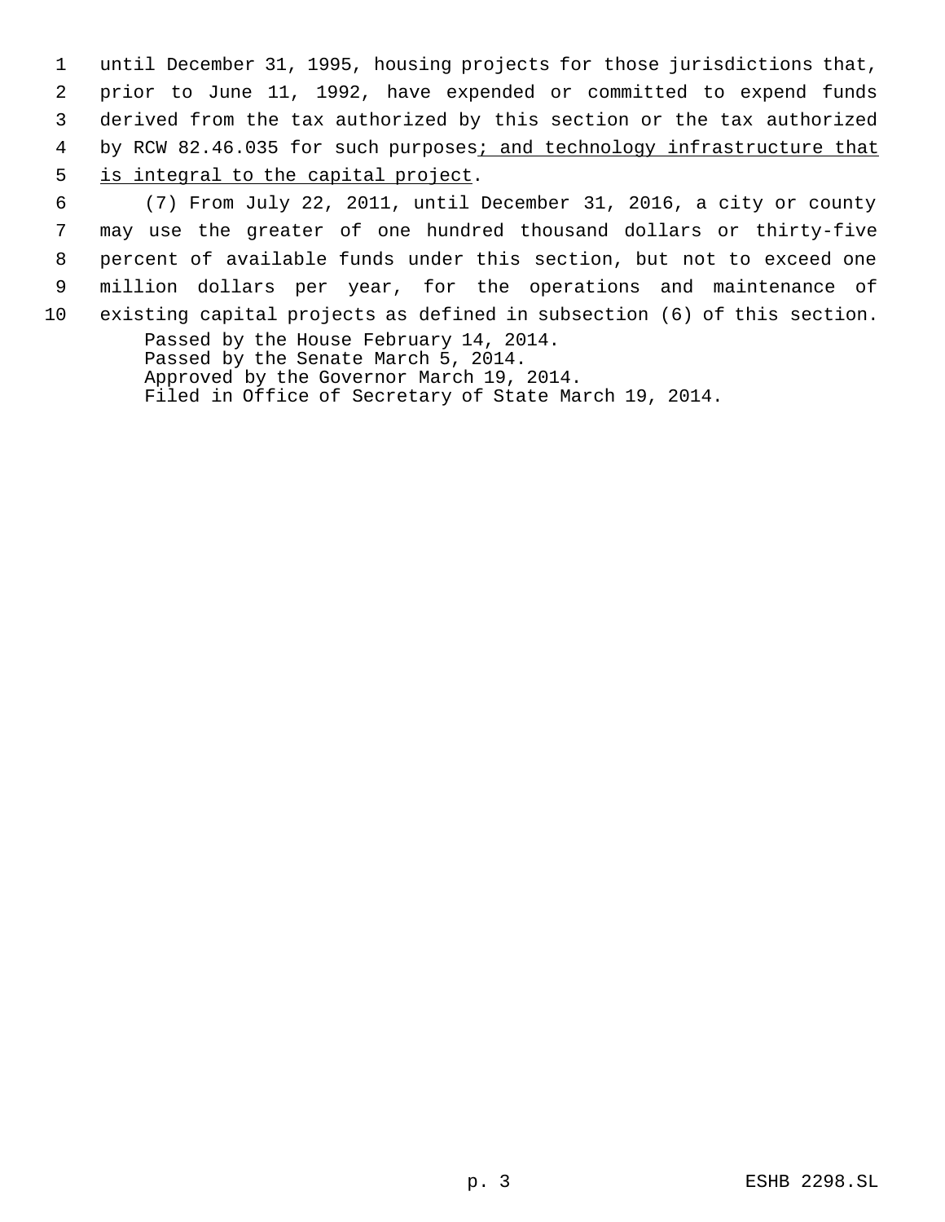until December 31, 1995, housing projects for those jurisdictions that, prior to June 11, 1992, have expended or committed to expend funds derived from the tax authorized by this section or the tax authorized by RCW 82.46.035 for such purposes<u>; and technology infrastructure that is integral to the capital project</u>.

(7) From July 22, 2011, until December 31, 2016, a city or county may use the greater of one hundred thousand dollars or thirty-five percent of available funds under this section, but not to exceed one million dollars per year, for the operations and maintenance of existing capital projects as defined in subsection (6) of this section.

Passed by the House February 14, 2014.
Passed by the Senate March 5, 2014.
Approved by the Governor March 19, 2014.
Filed in Office of Secretary of State March 19, 2014.